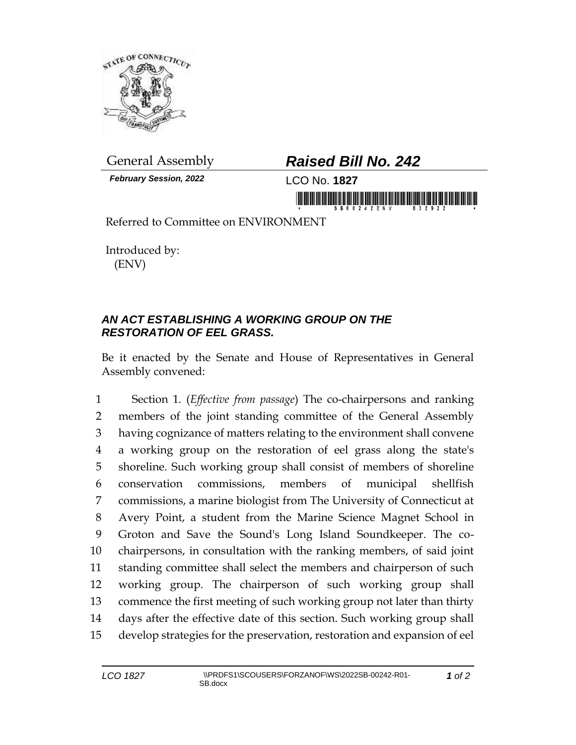General Assembly

***Raised Bill No. 242***

***February Session, 2022***

LCO No. **1827**

Referred to Committee on ENVIRONMENT

Introduced by:
(ENV)

## *AN ACT ESTABLISHING A WORKING GROUP ON THE RESTORATION OF EEL GRASS.*

Be it enacted by the Senate and House of Representatives in General Assembly convened:

1 Section 1. (*Effective from passage*) The co-chairpersons and ranking
2 members of the joint standing committee of the General Assembly
3 having cognizance of matters relating to the environment shall convene
4 a working group on the restoration of eel grass along the state's
5 shoreline. Such working group shall consist of members of shoreline
6 conservation commissions, members of municipal shellfish
7 commissions, a marine biologist from The University of Connecticut at
8 Avery Point, a student from the Marine Science Magnet School in
9 Groton and Save the Sound's Long Island Soundkeeper. The co-
10 chairpersons, in consultation with the ranking members, of said joint
11 standing committee shall select the members and chairperson of such
12 working group. The chairperson of such working group shall
13 commence the first meeting of such working group not later than thirty
14 days after the effective date of this section. Such working group shall
15 develop strategies for the preservation, restoration and expansion of eel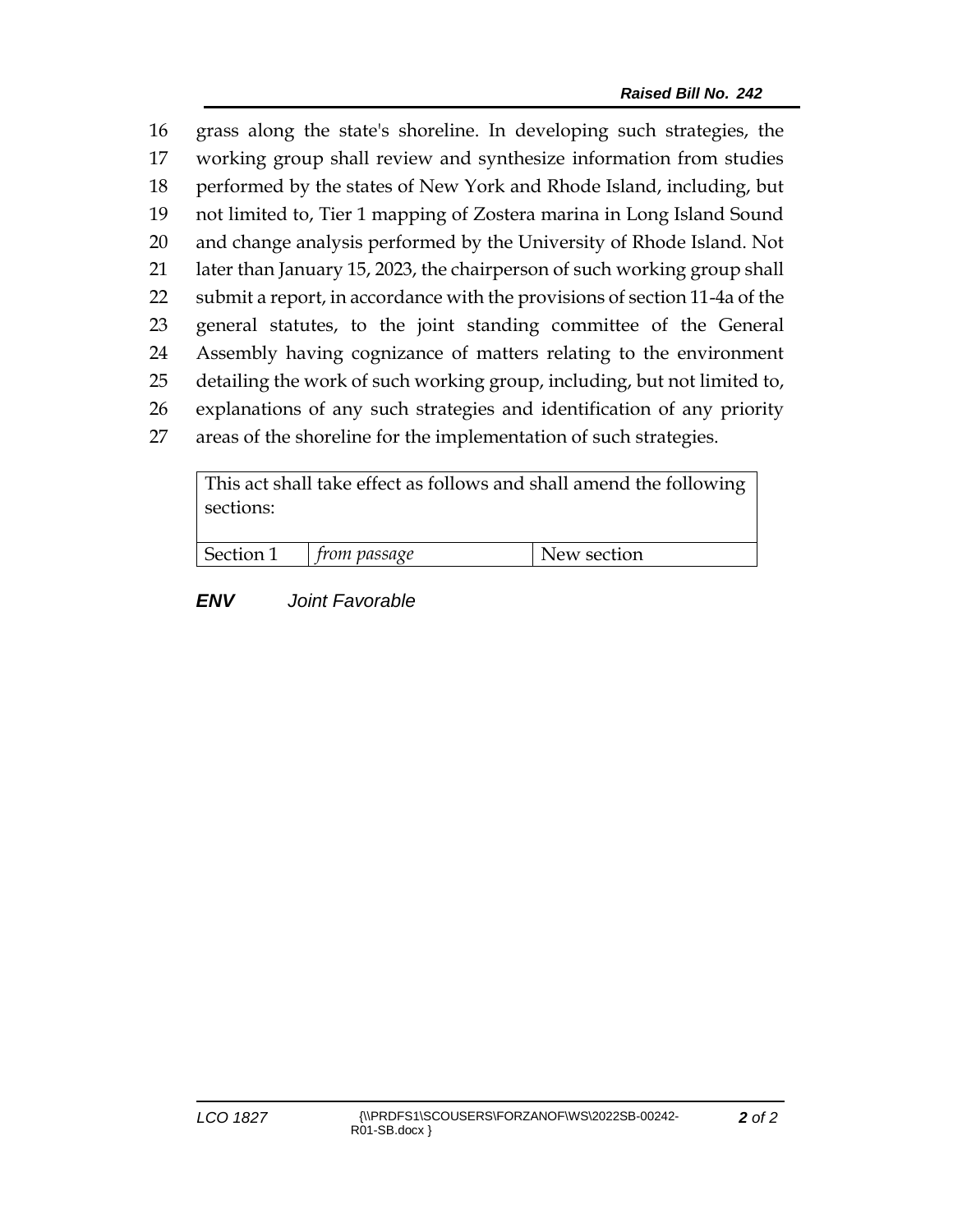16 grass along the state's shoreline. In developing such strategies, the
17 working group shall review and synthesize information from studies
18 performed by the states of New York and Rhode Island, including, but
19 not limited to, Tier 1 mapping of Zostera marina in Long Island Sound
20 and change analysis performed by the University of Rhode Island. Not
21 later than January 15, 2023, the chairperson of such working group shall
22 submit a report, in accordance with the provisions of section 11-4a of the
23 general statutes, to the joint standing committee of the General
24 Assembly having cognizance of matters relating to the environment
25 detailing the work of such working group, including, but not limited to,
26 explanations of any such strategies and identification of any priority
27 areas of the shoreline for the implementation of such strategies.

| This act shall take effect as follows and shall amend the following sections: | | |
|---|---|---|
| Section 1 | *from passage* | New section |

***ENV*** *Joint Favorable*